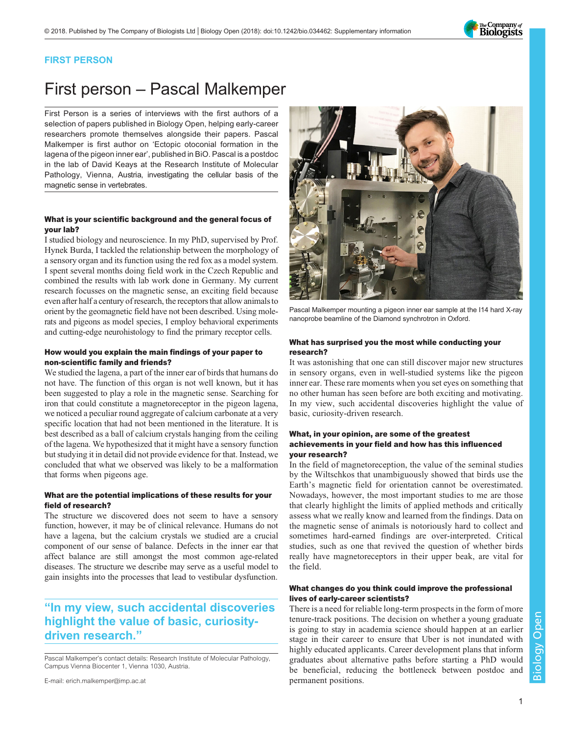FIRST PERSON

# First person – Pascal Malkemper

First Person is a series of interviews with the first authors of a selection of papers published in Biology Open, helping early-career researchers promote themselves alongside their papers. Pascal Malkemper is first author on 'Ectopic otoconial formation in the lagena of the pigeon inner ear', published in BiO. Pascal is a postdoc in the lab of David Keays at the Research Institute of Molecular Pathology, Vienna, Austria, investigating the cellular basis of the magnetic sense in vertebrates.

Pascal Malkemper mounting a pigeon inner ear sample at the I14 hard X-ray nanoprobe beamline of the Diamond synchrotron in Oxford.

### What is your scientific background and the general focus of your lab?

I studied biology and neuroscience. In my PhD, supervised by Prof. Hynek Burda, I tackled the relationship between the morphology of a sensory organ and its function using the red fox as a model system. I spent several months doing field work in the Czech Republic and combined the results with lab work done in Germany. My current research focusses on the magnetic sense, an exciting field because even after half a century of research, the receptors that allow animals to orient by the geomagnetic field have not been described. Using mole-rats and pigeons as model species, I employ behavioral experiments and cutting-edge neurohistology to find the primary receptor cells.

### How would you explain the main findings of your paper to non-scientific family and friends?

We studied the lagena, a part of the inner ear of birds that humans do not have. The function of this organ is not well known, but it has been suggested to play a role in the magnetic sense. Searching for iron that could constitute a magnetoreceptor in the pigeon lagena, we noticed a peculiar round aggregate of calcium carbonate at a very specific location that had not been mentioned in the literature. It is best described as a ball of calcium crystals hanging from the ceiling of the lagena. We hypothesized that it might have a sensory function but studying it in detail did not provide evidence for that. Instead, we concluded that what we observed was likely to be a malformation that forms when pigeons age.

### What are the potential implications of these results for your field of research?

The structure we discovered does not seem to have a sensory function, however, it may be of clinical relevance. Humans do not have a lagena, but the calcium crystals we studied are a crucial component of our sense of balance. Defects in the inner ear that affect balance are still amongst the most common age-related diseases. The structure we describe may serve as a useful model to gain insights into the processes that lead to vestibular dysfunction.

> "In my view, such accidental discoveries highlight the value of basic, curiosity-driven research."

### What has surprised you the most while conducting your research?

It was astonishing that one can still discover major new structures in sensory organs, even in well-studied systems like the pigeon inner ear. These rare moments when you set eyes on something that no other human has seen before are both exciting and motivating. In my view, such accidental discoveries highlight the value of basic, curiosity-driven research.

### What, in your opinion, are some of the greatest achievements in your field and how has this influenced your research?

In the field of magnetoreception, the value of the seminal studies by the Wiltschkos that unambiguously showed that birds use the Earth's magnetic field for orientation cannot be overestimated. Nowadays, however, the most important studies to me are those that clearly highlight the limits of applied methods and critically assess what we really know and learned from the findings. Data on the magnetic sense of animals is notoriously hard to collect and sometimes hard-earned findings are over-interpreted. Critical studies, such as one that revived the question of whether birds really have magnetoreceptors in their upper beak, are vital for the field.

### What changes do you think could improve the professional lives of early-career scientists?

There is a need for reliable long-term prospects in the form of more tenure-track positions. The decision on whether a young graduate is going to stay in academia science should happen at an earlier stage in their career to ensure that Uber is not inundated with highly educated applicants. Career development plans that inform graduates about alternative paths before starting a PhD would be beneficial, reducing the bottleneck between postdoc and permanent positions.

Pascal Malkemper's contact details: Research Institute of Molecular Pathology, Campus Vienna Biocenter 1, Vienna 1030, Austria.

E-mail: erich.malkemper@imp.ac.at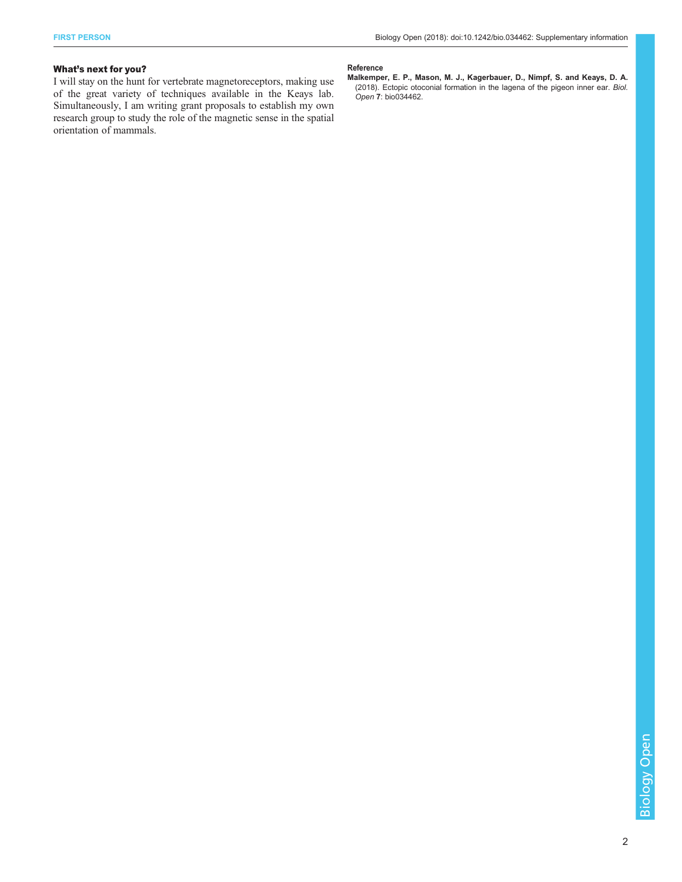### What's next for you?

I will stay on the hunt for vertebrate magnetoreceptors, making use of the great variety of techniques available in the Keays lab. Simultaneously, I am writing grant proposals to establish my own research group to study the role of the magnetic sense in the spatial orientation of mammals.

#### Reference

**Malkemper, E. P., Mason, M. J., Kagerbauer, D., Nimpf, S. and Keays, D. A.** (2018). Ectopic otoconial formation in the lagena of the pigeon inner ear. *Biol. Open* **7**: bio034462.